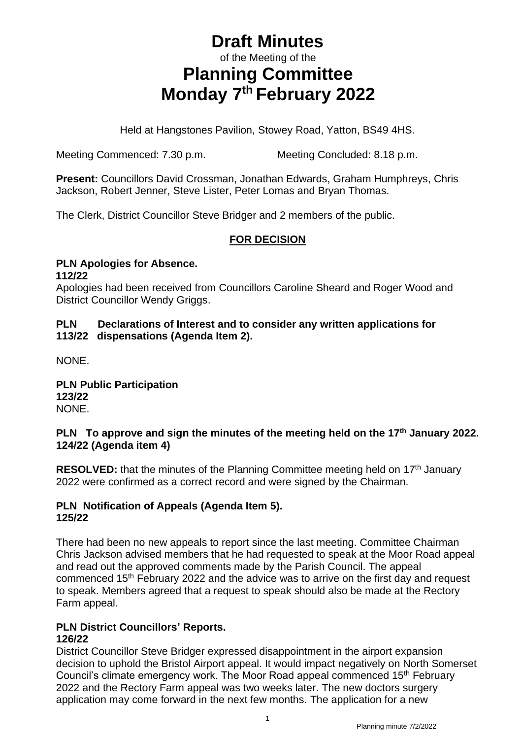# Draft Minutes

of the Meeting of the

# Planning Committee
# Monday 7th February 2022

Held at Hangstones Pavilion, Stowey Road, Yatton, BS49 4HS.

Meeting Commenced: 7.30 p.m. Meeting Concluded: 8.18 p.m.

**Present:** Councillors David Crossman, Jonathan Edwards, Graham Humphreys, Chris Jackson, Robert Jenner, Steve Lister, Peter Lomas and Bryan Thomas.

The Clerk, District Councillor Steve Bridger and 2 members of the public.

**FOR DECISION**

**PLN 112/22 Apologies for Absence.**

Apologies had been received from Councillors Caroline Sheard and Roger Wood and District Councillor Wendy Griggs.

**PLN 113/22 Declarations of Interest and to consider any written applications for dispensations (Agenda Item 2).**

NONE.

**PLN 123/22 Public Participation**

NONE.

**PLN 124/22 To approve and sign the minutes of the meeting held on the 17th January 2022. (Agenda item 4)**

**RESOLVED:** that the minutes of the Planning Committee meeting held on 17th January 2022 were confirmed as a correct record and were signed by the Chairman.

**PLN 125/22 Notification of Appeals (Agenda Item 5).**

There had been no new appeals to report since the last meeting. Committee Chairman Chris Jackson advised members that he had requested to speak at the Moor Road appeal and read out the approved comments made by the Parish Council. The appeal commenced 15th February 2022 and the advice was to arrive on the first day and request to speak. Members agreed that a request to speak should also be made at the Rectory Farm appeal.

**PLN 126/22 District Councillors' Reports.**

District Councillor Steve Bridger expressed disappointment in the airport expansion decision to uphold the Bristol Airport appeal. It would impact negatively on North Somerset Council's climate emergency work. The Moor Road appeal commenced 15th February 2022 and the Rectory Farm appeal was two weeks later. The new doctors surgery application may come forward in the next few months. The application for a new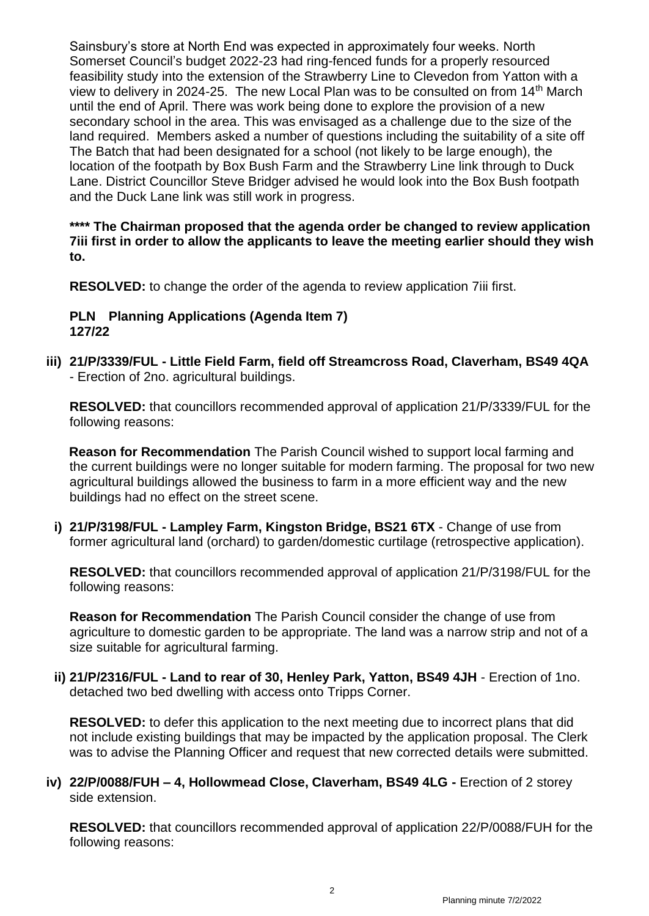Sainsbury's store at North End was expected in approximately four weeks. North Somerset Council's budget 2022-23 had ring-fenced funds for a properly resourced feasibility study into the extension of the Strawberry Line to Clevedon from Yatton with a view to delivery in 2024-25. The new Local Plan was to be consulted on from 14th March until the end of April. There was work being done to explore the provision of a new secondary school in the area. This was envisaged as a challenge due to the size of the land required. Members asked a number of questions including the suitability of a site off The Batch that had been designated for a school (not likely to be large enough), the location of the footpath by Box Bush Farm and the Strawberry Line link through to Duck Lane. District Councillor Steve Bridger advised he would look into the Box Bush footpath and the Duck Lane link was still work in progress.

**\*\*\*\* The Chairman proposed that the agenda order be changed to review application 7iii first in order to allow the applicants to leave the meeting earlier should they wish to.**

**RESOLVED:** to change the order of the agenda to review application 7iii first.

**PLN Planning Applications (Agenda Item 7)**
**127/22**

**iii) 21/P/3339/FUL - Little Field Farm, field off Streamcross Road, Claverham, BS49 4QA** - Erection of 2no. agricultural buildings.

**RESOLVED:** that councillors recommended approval of application 21/P/3339/FUL for the following reasons:

**Reason for Recommendation** The Parish Council wished to support local farming and the current buildings were no longer suitable for modern farming. The proposal for two new agricultural buildings allowed the business to farm in a more efficient way and the new buildings had no effect on the street scene.

**i) 21/P/3198/FUL - Lampley Farm, Kingston Bridge, BS21 6TX** - Change of use from former agricultural land (orchard) to garden/domestic curtilage (retrospective application).

**RESOLVED:** that councillors recommended approval of application 21/P/3198/FUL for the following reasons:

**Reason for Recommendation** The Parish Council consider the change of use from agriculture to domestic garden to be appropriate. The land was a narrow strip and not of a size suitable for agricultural farming.

**ii) 21/P/2316/FUL - Land to rear of 30, Henley Park, Yatton, BS49 4JH** - Erection of 1no. detached two bed dwelling with access onto Tripps Corner.

**RESOLVED:** to defer this application to the next meeting due to incorrect plans that did not include existing buildings that may be impacted by the application proposal. The Clerk was to advise the Planning Officer and request that new corrected details were submitted.

**iv) 22/P/0088/FUH – 4, Hollowmead Close, Claverham, BS49 4LG -** Erection of 2 storey side extension.

**RESOLVED:** that councillors recommended approval of application 22/P/0088/FUH for the following reasons: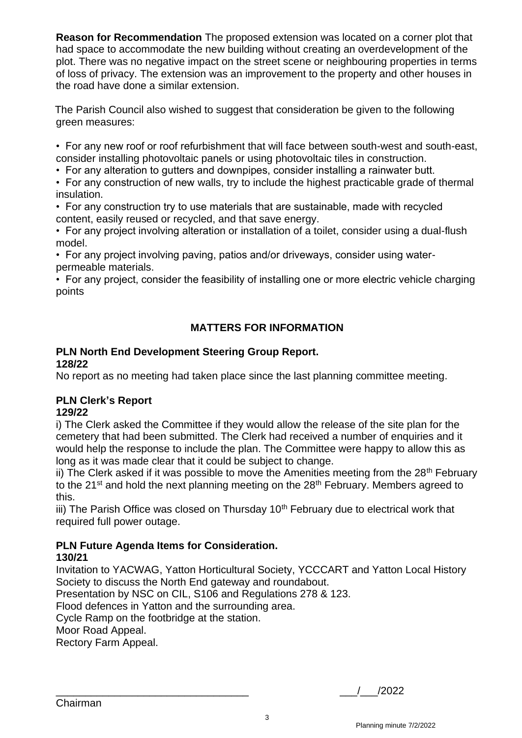**Reason for Recommendation** The proposed extension was located on a corner plot that had space to accommodate the new building without creating an overdevelopment of the plot. There was no negative impact on the street scene or neighbouring properties in terms of loss of privacy. The extension was an improvement to the property and other houses in the road have done a similar extension.

The Parish Council also wished to suggest that consideration be given to the following green measures:

- For any new roof or roof refurbishment that will face between south-west and south-east, consider installing photovoltaic panels or using photovoltaic tiles in construction.
- For any alteration to gutters and downpipes, consider installing a rainwater butt.
- For any construction of new walls, try to include the highest practicable grade of thermal insulation.
- For any construction try to use materials that are sustainable, made with recycled content, easily reused or recycled, and that save energy.
- For any project involving alteration or installation of a toilet, consider using a dual-flush model.
- For any project involving paving, patios and/or driveways, consider using water-permeable materials.
- For any project, consider the feasibility of installing one or more electric vehicle charging points

## MATTERS FOR INFORMATION

**PLN North End Development Steering Group Report.**
**128/22**
No report as no meeting had taken place since the last planning committee meeting.

**PLN Clerk's Report**
**129/22**
i) The Clerk asked the Committee if they would allow the release of the site plan for the cemetery that had been submitted. The Clerk had received a number of enquiries and it would help the response to include the plan. The Committee were happy to allow this as long as it was made clear that it could be subject to change.
ii) The Clerk asked if it was possible to move the Amenities meeting from the 28th February to the 21st and hold the next planning meeting on the 28th February. Members agreed to this.
iii) The Parish Office was closed on Thursday 10th February due to electrical work that required full power outage.

**PLN Future Agenda Items for Consideration.**
**130/21**
Invitation to YACWAG, Yatton Horticultural Society, YCCCART and Yatton Local History Society to discuss the North End gateway and roundabout.
Presentation by NSC on CIL, S106 and Regulations 278 & 123.
Flood defences in Yatton and the surrounding area.
Cycle Ramp on the footbridge at the station.
Moor Road Appeal.
Rectory Farm Appeal.

\_\_\_\_\_\_\_\_\_\_\_\_\_\_\_\_\_\_\_\_\_\_\_\_\_\_\_\_\_\_\_\_ \_\_\_/\_\_\_/2022
Chairman